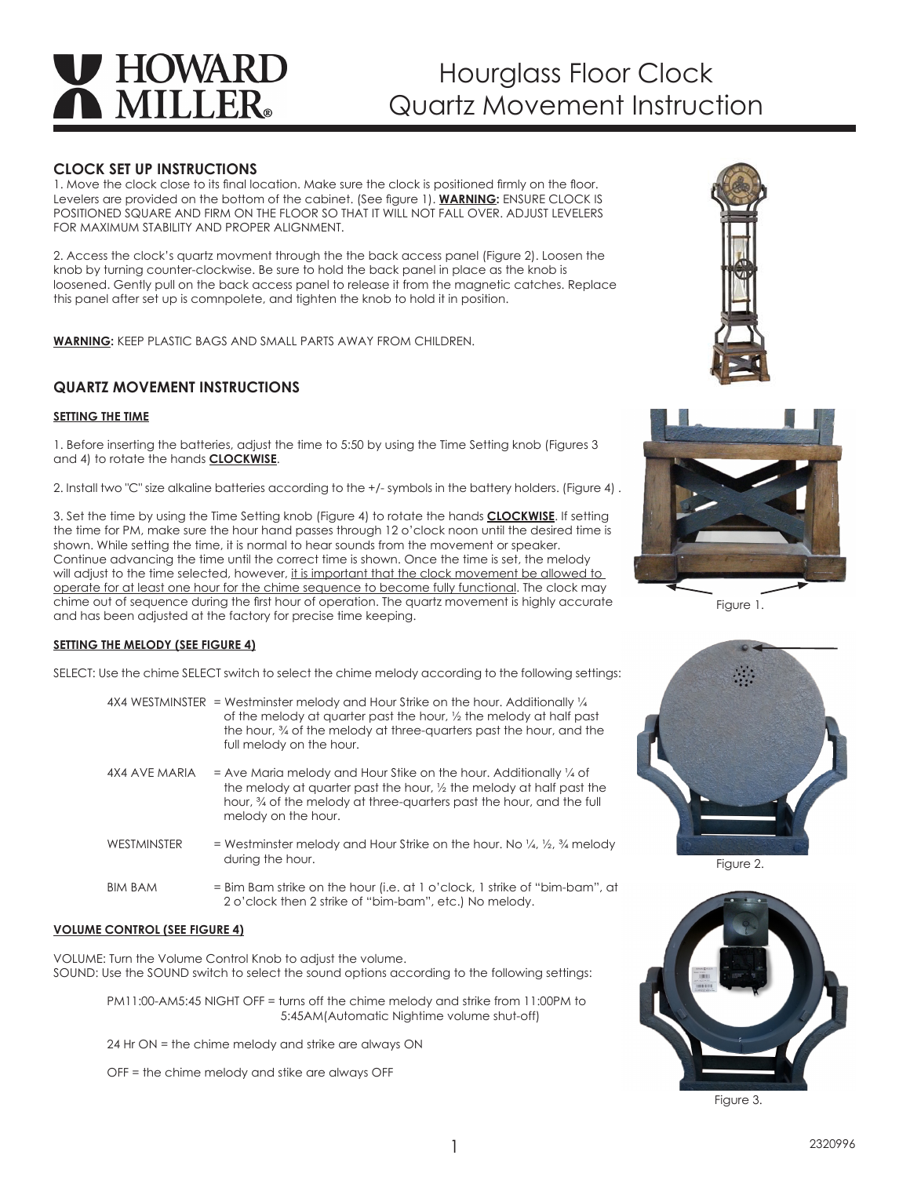# HOWARD MILLER®

# Hourglass Floor Clock Quartz Movement Instruction

## CLOCK SET UP INSTRUCTIONS

1. Move the clock close to its final location. Make sure the clock is positioned firmly on the floor. Levelers are provided on the bottom of the cabinet. (See figure 1). **WARNING:** ENSURE CLOCK IS POSITIONED SQUARE AND FIRM ON THE FLOOR SO THAT IT WILL NOT FALL OVER. ADJUST LEVELERS FOR MAXIMUM STABILITY AND PROPER ALIGNMENT.

2. Access the clock's quartz movment through the the back access panel (Figure 2). Loosen the knob by turning counter-clockwise. Be sure to hold the back panel in place as the knob is loosened. Gently pull on the back access panel to release it from the magnetic catches. Replace this panel after set up is comnpolete, and tighten the knob to hold it in position.

**WARNING:** KEEP PLASTIC BAGS AND SMALL PARTS AWAY FROM CHILDREN.

## QUARTZ MOVEMENT INSTRUCTIONS

### SETTING THE TIME

1. Before inserting the batteries, adjust the time to 5:50 by using the Time Setting knob (Figures 3 and 4) to rotate the hands **CLOCKWISE**.

2. Install two "C" size alkaline batteries according to the +/- symbols in the battery holders. (Figure 4) .

3. Set the time by using the Time Setting knob (Figure 4) to rotate the hands **CLOCKWISE**. If setting the time for PM, make sure the hour hand passes through 12 o'clock noon until the desired time is shown. While setting the time, it is normal to hear sounds from the movement or speaker. Continue advancing the time until the correct time is shown. Once the time is set, the melody will adjust to the time selected, however, it is important that the clock movement be allowed to operate for at least one hour for the chime sequence to become fully functional. The clock may chime out of sequence during the first hour of operation. The quartz movement is highly accurate and has been adjusted at the factory for precise time keeping.

### SETTING THE MELODY (SEE FIGURE 4)

SELECT: Use the chime SELECT switch to select the chime melody according to the following settings:

4X4 WESTMINSTER = Westminster melody and Hour Strike on the hour. Additionally ¼ of the melody at quarter past the hour, ½ the melody at half past the hour, ¾ of the melody at three-quarters past the hour, and the full melody on the hour.

4X4 AVE MARIA = Ave Maria melody and Hour Stike on the hour. Additionally ¼ of the melody at quarter past the hour, ½ the melody at half past the hour, ¾ of the melody at three-quarters past the hour, and the full melody on the hour.

WESTMINSTER = Westminster melody and Hour Strike on the hour. No ¼, ½, ¾ melody during the hour.

BIM BAM = Bim Bam strike on the hour (i.e. at 1 o'clock, 1 strike of "bim-bam", at 2 o'clock then 2 strike of "bim-bam", etc.) No melody.

### VOLUME CONTROL (SEE FIGURE 4)

VOLUME: Turn the Volume Control Knob to adjust the volume.
SOUND: Use the SOUND switch to select the sound options according to the following settings:

PM11:00-AM5:45 NIGHT OFF = turns off the chime melody and strike from 11:00PM to 5:45AM(Automatic Nightime volume shut-off)

24 Hr ON = the chime melody and strike are always ON

OFF = the chime melody and stike are always OFF

Figure 1.

Figure 2.

Figure 3.

2320996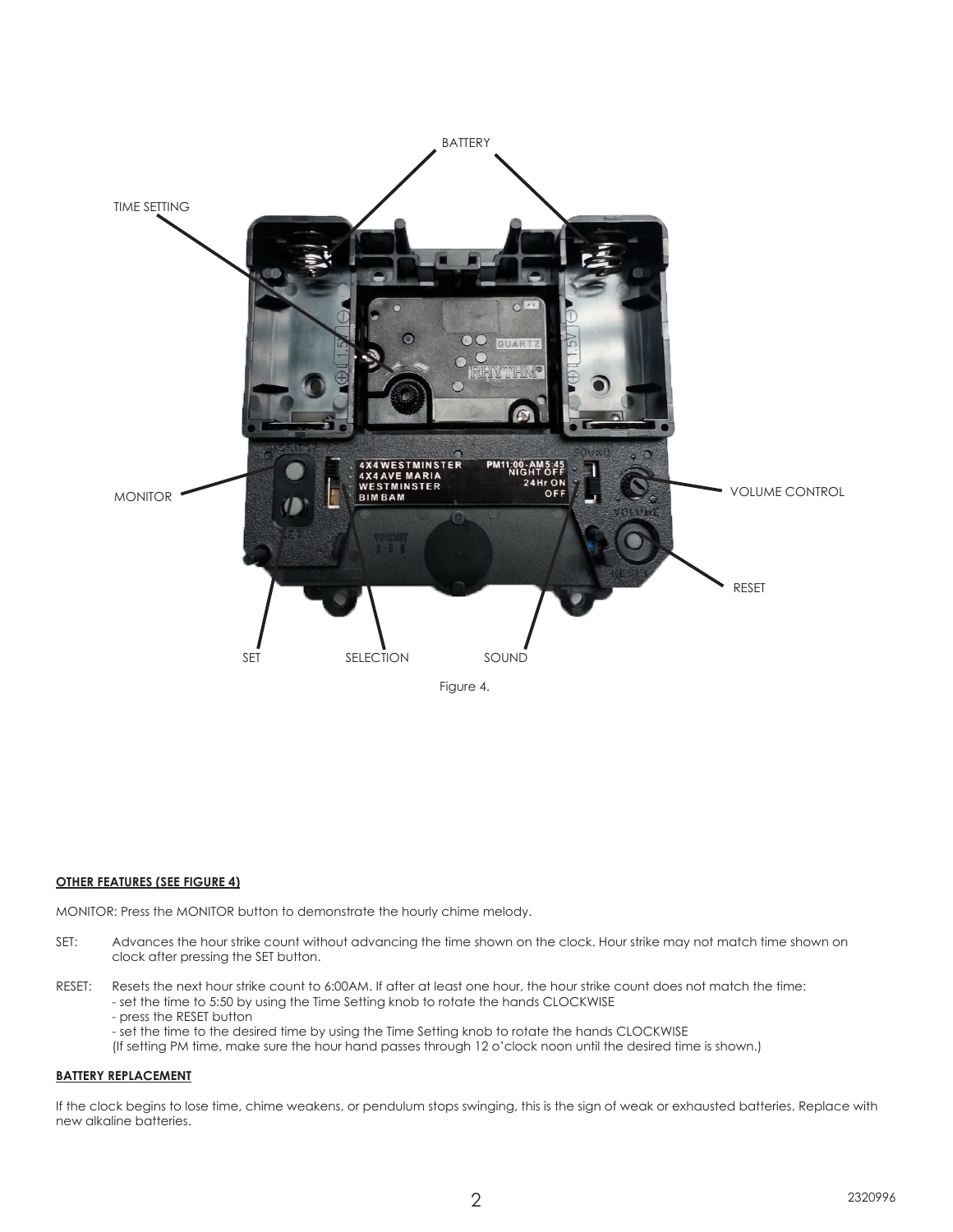Figure 4.

**OTHER FEATURES (SEE FIGURE 4)**

MONITOR: Press the MONITOR button to demonstrate the hourly chime melody.

SET: Advances the hour strike count without advancing the time shown on the clock. Hour strike may not match time shown on clock after pressing the SET button.

RESET: Resets the next hour strike count to 6:00AM. If after at least one hour, the hour strike count does not match the time:
- set the time to 5:50 by using the Time Setting knob to rotate the hands CLOCKWISE
- press the RESET button
- set the time to the desired time by using the Time Setting knob to rotate the hands CLOCKWISE

(If setting PM time, make sure the hour hand passes through 12 o'clock noon until the desired time is shown.)

**BATTERY REPLACEMENT**

If the clock begins to lose time, chime weakens, or pendulum stops swinging, this is the sign of weak or exhausted batteries. Replace with new alkaline batteries.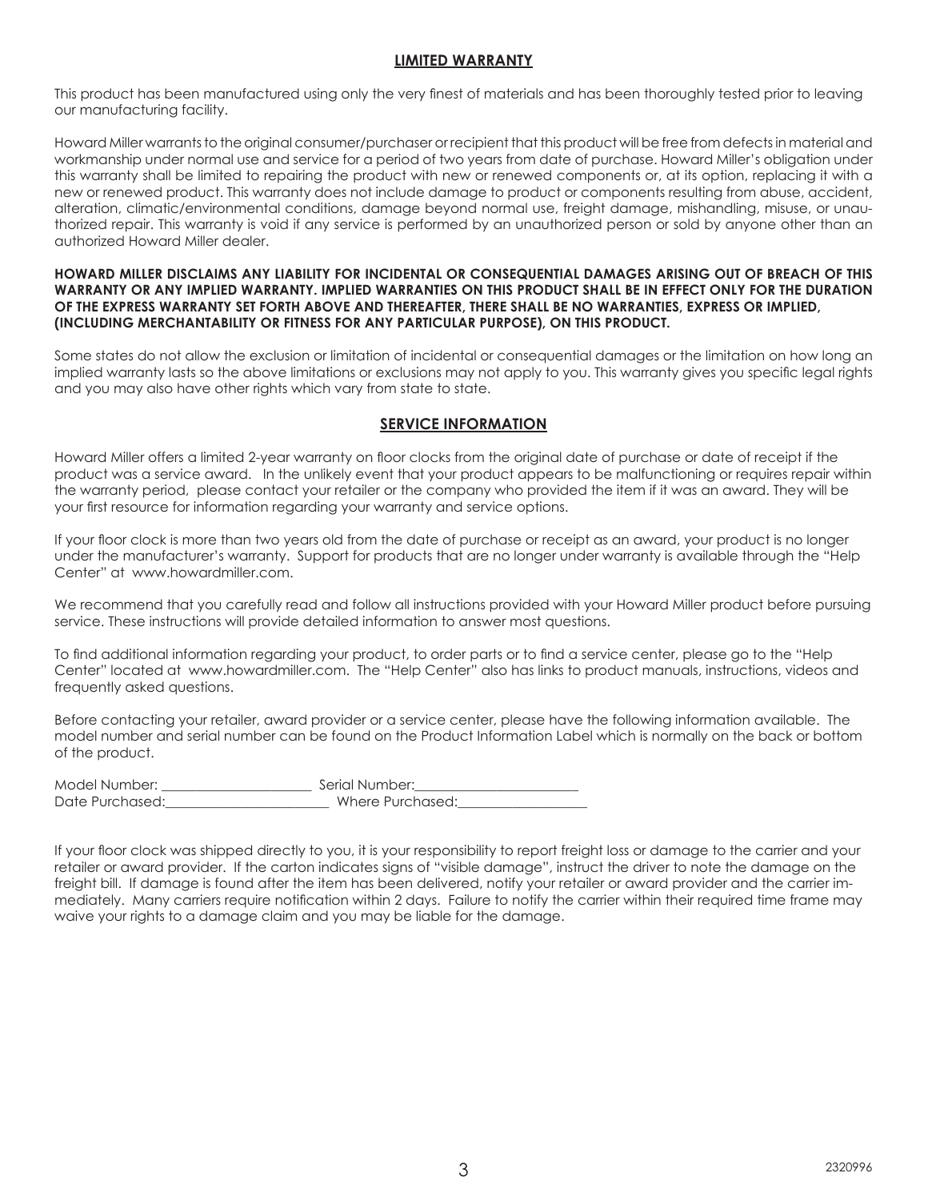## LIMITED WARRANTY

This product has been manufactured using only the very finest of materials and has been thoroughly tested prior to leaving our manufacturing facility.

Howard Miller warrants to the original consumer/purchaser or recipient that this product will be free from defects in material and workmanship under normal use and service for a period of two years from date of purchase. Howard Miller's obligation under this warranty shall be limited to repairing the product with new or renewed components or, at its option, replacing it with a new or renewed product. This warranty does not include damage to product or components resulting from abuse, accident, alteration, climatic/environmental conditions, damage beyond normal use, freight damage, mishandling, misuse, or unauthorized repair. This warranty is void if any service is performed by an unauthorized person or sold by anyone other than an authorized Howard Miller dealer.

**HOWARD MILLER DISCLAIMS ANY LIABILITY FOR INCIDENTAL OR CONSEQUENTIAL DAMAGES ARISING OUT OF BREACH OF THIS WARRANTY OR ANY IMPLIED WARRANTY. IMPLIED WARRANTIES ON THIS PRODUCT SHALL BE IN EFFECT ONLY FOR THE DURATION OF THE EXPRESS WARRANTY SET FORTH ABOVE AND THEREAFTER, THERE SHALL BE NO WARRANTIES, EXPRESS OR IMPLIED, (INCLUDING MERCHANTABILITY OR FITNESS FOR ANY PARTICULAR PURPOSE), ON THIS PRODUCT.**

Some states do not allow the exclusion or limitation of incidental or consequential damages or the limitation on how long an implied warranty lasts so the above limitations or exclusions may not apply to you. This warranty gives you specific legal rights and you may also have other rights which vary from state to state.

## SERVICE INFORMATION

Howard Miller offers a limited 2-year warranty on floor clocks from the original date of purchase or date of receipt if the product was a service award. In the unlikely event that your product appears to be malfunctioning or requires repair within the warranty period, please contact your retailer or the company who provided the item if it was an award. They will be your first resource for information regarding your warranty and service options.

If your floor clock is more than two years old from the date of purchase or receipt as an award, your product is no longer under the manufacturer's warranty. Support for products that are no longer under warranty is available through the "Help Center" at www.howardmiller.com.

We recommend that you carefully read and follow all instructions provided with your Howard Miller product before pursuing service. These instructions will provide detailed information to answer most questions.

To find additional information regarding your product, to order parts or to find a service center, please go to the "Help Center" located at www.howardmiller.com. The "Help Center" also has links to product manuals, instructions, videos and frequently asked questions.

Before contacting your retailer, award provider or a service center, please have the following information available. The model number and serial number can be found on the Product Information Label which is normally on the back or bottom of the product.

Model Number: ______________________ Serial Number:________________________
Date Purchased:________________________ Where Purchased:__________________

If your floor clock was shipped directly to you, it is your responsibility to report freight loss or damage to the carrier and your retailer or award provider. If the carton indicates signs of "visible damage", instruct the driver to note the damage on the freight bill. If damage is found after the item has been delivered, notify your retailer or award provider and the carrier immediately. Many carriers require notification within 2 days. Failure to notify the carrier within their required time frame may waive your rights to a damage claim and you may be liable for the damage.

2320996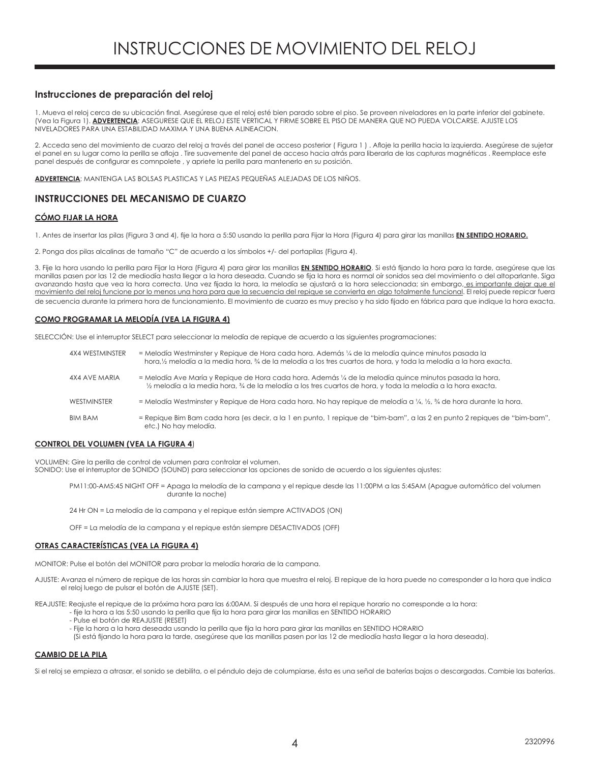# INSTRUCCIONES DE MOVIMIENTO DEL RELOJ

### Instrucciones de preparación del reloj

1. Mueva el reloj cerca de su ubicación final. Asegúrese que el reloj esté bien parado sobre el piso. Se proveen niveladores en la parte inferior del gabinete. (Vea la Figura 1). **ADVERTENCIA**: ASEGURESE QUE EL RELOJ ESTE VERTICAL Y FIRME SOBRE EL PISO DE MANERA QUE NO PUEDA VOLCARSE. AJUSTE LOS NIVELADORES PARA UNA ESTABILIDAD MAXIMA Y UNA BUENA ALINEACION.

2. Acceda seno del movimiento de cuarzo del reloj a través del panel de acceso posterior ( Figura 1 ) . Afloje la perilla hacia la izquierda. Asegúrese de sujetar el panel en su lugar como la perilla se afloja . Tire suavemente del panel de acceso hacia atrás para liberarla de las capturas magnéticas . Reemplace este panel después de configurar es comnpolete , y apriete la perilla para mantenerlo en su posición.

**ADVERTENCIA**: MANTENGA LAS BOLSAS PLASTICAS Y LAS PIEZAS PEQUEÑAS ALEJADAS DE LOS NIÑOS.

## INSTRUCCIONES DEL MECANISMO DE CUARZO

#### CÓMO FIJAR LA HORA

1. Antes de insertar las pilas (Figura 3 and 4), fije la hora a 5:50 usando la perilla para Fijar la Hora (Figura 4) para girar las manillas **EN SENTIDO HORARIO.**

2. Ponga dos pilas alcalinas de tamaño "C" de acuerdo a los símbolos +/- del portapilas (Figura 4).

3. Fije la hora usando la perilla para Fijar la Hora (Figura 4) para girar las manillas **EN SENTIDO HORARIO**. Si está fijando la hora para la tarde, asegúrese que las manillas pasen por las 12 de mediodía hasta llegar a la hora deseada. Cuando se fija la hora es normal oír sonidos sea del movimiento o del altoparlante. Siga avanzando hasta que vea la hora correcta. Una vez fijada la hora, la melodía se ajustará a la hora seleccionada; sin embargo, es importante dejar que el movimiento del reloj funcione por lo menos una hora para que la secuencia del repique se convierta en algo totalmente funcional. El reloj puede repicar fuera de secuencia durante la primera hora de funcionamiento. El movimiento de cuarzo es muy preciso y ha sido fijado en fábrica para que indique la hora exacta.

#### COMO PROGRAMAR LA MELODÍA (VEA LA FIGURA 4)

SELECCIÓN: Use el interruptor SELECT para seleccionar la melodía de repique de acuerdo a las siguientes programaciones:

- 4X4 WESTMINSTER = Melodía Westminster y Repique de Hora cada hora. Además ¼ de la melodía quince minutos pasada la hora,½ melodía a la media hora, ¾ de la melodía a los tres cuartos de hora, y toda la melodía a la hora exacta.
- 4X4 AVE MARIA = Melodía Ave María y Repique de Hora cada hora. Además ¼ de la melodía quince minutos pasada la hora, ½ melodía a la media hora, ¾ de la melodía a los tres cuartos de hora, y toda la melodía a la hora exacta.
- WESTMINSTER = Melodía Westminster y Repique de Hora cada hora. No hay repique de melodía a ¼, ½, ¾ de hora durante la hora.
- BIM BAM = Repique Bim Bam cada hora (es decir, a la 1 en punto, 1 repique de "bim-bam", a las 2 en punto 2 repiques de "bim-bam", etc.) No hay melodía.

#### CONTROL DEL VOLUMEN (VEA LA FIGURA 4)

VOLUMEN: Gire la perilla de control de volumen para controlar el volumen.
SONIDO: Use el interruptor de SONIDO (SOUND) para seleccionar las opciones de sonido de acuerdo a los siguientes ajustes:

- PM11:00-AM5:45 NIGHT OFF = Apaga la melodía de la campana y el repique desde las 11:00PM a las 5:45AM (Apague automático del volumen durante la noche)
- 24 Hr ON = La melodía de la campana y el repique están siempre ACTIVADOS (ON)
- OFF = La melodía de la campana y el repique están siempre DESACTIVADOS (OFF)

#### OTRAS CARACTERÍSTICAS (VEA LA FIGURA 4)

MONITOR: Pulse el botón del MONITOR para probar la melodía horaria de la campana.

AJUSTE: Avanza el número de repique de las horas sin cambiar la hora que muestra el reloj. El repique de la hora puede no corresponder a la hora que indica el reloj luego de pulsar el botón de AJUSTE (SET).

REAJUSTE: Reajuste el repique de la próxima hora para las 6:00AM. Si después de una hora el repique horario no corresponde a la hora:
- fije la hora a las 5:50 usando la perilla que fija la hora para girar las manillas en SENTIDO HORARIO
- Pulse el botón de REAJUSTE (RESET)
- Fije la hora a la hora deseada usando la perilla que fija la hora para girar las manillas en SENTIDO HORARIO (Si está fijando la hora para la tarde, asegúrese que las manillas pasen por las 12 de mediodía hasta llegar a la hora deseada).

#### CAMBIO DE LA PILA

Si el reloj se empieza a atrasar, el sonido se debilita, o el péndulo deja de columpiarse, ésta es una señal de baterías bajas o descargadas. Cambie las baterías.

2320996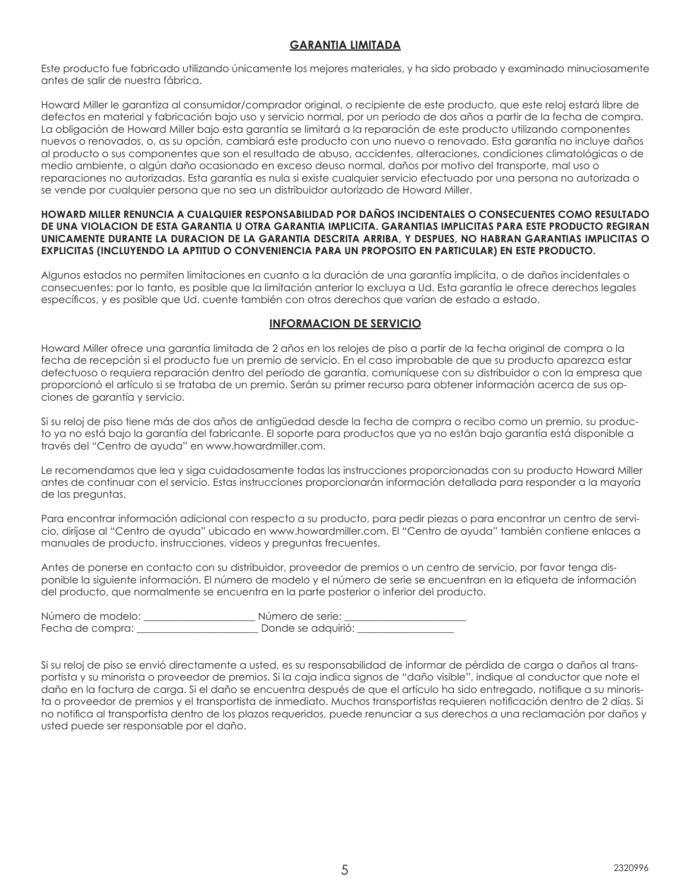## GARANTIA LIMITADA

Este producto fue fabricado utilizando únicamente los mejores materiales, y ha sido probado y examinado minuciosamente antes de salir de nuestra fábrica.

Howard Miller le garantiza al consumidor/comprador original, o recipiente de este producto, que este reloj estará libre de defectos en material y fabricación bajo uso y servicio normal, por un período de dos años a partir de la fecha de compra. La obligación de Howard Miller bajo esta garantía se limitará a la reparación de este producto utilizando componentes nuevos o renovados, o, as su opción, cambiará este producto con uno nuevo o renovado. Esta garantía no incluye daños al producto o sus componentes que son el resultado de abuso, accidentes, alteraciones, condiciones climatológicas o de medio ambiente, o algún daño ocasionado en exceso deuso normal, daños por motivo del transporte, mal uso o reparaciones no autorizadas. Esta garantía es nula si existe cualquier servicio efectuado por una persona no autorizada o se vende por cualquier persona que no sea un distribuidor autorizado de Howard Miller.

**HOWARD MILLER RENUNCIA A CUALQUIER RESPONSABILIDAD POR DAÑOS INCIDENTALES O CONSECUENTES COMO RESULTADO DE UNA VIOLACION DE ESTA GARANTIA U OTRA GARANTIA IMPLICITA. GARANTIAS IMPLICITAS PARA ESTE PRODUCTO REGIRAN UNICAMENTE DURANTE LA DURACION DE LA GARANTIA DESCRITA ARRIBA, Y DESPUES, NO HABRAN GARANTIAS IMPLICITAS O EXPLICITAS (INCLUYENDO LA APTITUD O CONVENIENCIA PARA UN PROPOSITO EN PARTICULAR) EN ESTE PRODUCTO.**

Algunos estados no permiten limitaciones en cuanto a la duración de una garantía implícita, o de daños incidentales o consecuentes; por lo tanto, es posible que la limitación anterior lo excluya a Ud. Esta garantía le ofrece derechos legales específicos, y es posible que Ud. cuente también con otros derechos que varían de estado a estado.

## INFORMACION DE SERVICIO

Howard Miller ofrece una garantía limitada de 2 años en los relojes de piso a partir de la fecha original de compra o la fecha de recepción si el producto fue un premio de servicio. En el caso improbable de que su producto aparezca estar defectuoso o requiera reparación dentro del período de garantía, comuníquese con su distribuidor o con la empresa que proporcionó el artículo si se trataba de un premio. Serán su primer recurso para obtener información acerca de sus opciones de garantía y servicio.

Si su reloj de piso tiene más de dos años de antigüedad desde la fecha de compra o recibo como un premio, su producto ya no está bajo la garantía del fabricante. El soporte para productos que ya no están bajo garantía está disponible a través del "Centro de ayuda" en www.howardmiller.com.

Le recomendamos que lea y siga cuidadosamente todas las instrucciones proporcionadas con su producto Howard Miller antes de continuar con el servicio. Estas instrucciones proporcionarán información detallada para responder a la mayoría de las preguntas.

Para encontrar información adicional con respecto a su producto, para pedir piezas o para encontrar un centro de servicio, diríjase al "Centro de ayuda" ubicado en www.howardmiller.com. El "Centro de ayuda" también contiene enlaces a manuales de producto, instrucciones, videos y preguntas frecuentes.

Antes de ponerse en contacto con su distribuidor, proveedor de premios o un centro de servicio, por favor tenga disponible la siguiente información. El número de modelo y el número de serie se encuentran en la etiqueta de información del producto, que normalmente se encuentra en la parte posterior o inferior del producto.

Número de modelo: ____________________ Número de serie: ______________________
Fecha de compra: ______________________ Donde se adquirió: _________________

Si su reloj de piso se envió directamente a usted, es su responsabilidad de informar de pérdida de carga o daños al transportista y su minorista o proveedor de premios. Si la caja indica signos de "daño visible", indique al conductor que note el daño en la factura de carga. Si el daño se encuentra después de que el artículo ha sido entregado, notifique a su minorista o proveedor de premios y el transportista de inmediato. Muchos transportistas requieren notificación dentro de 2 días. Si no notifica al transportista dentro de los plazos requeridos, puede renunciar a sus derechos a una reclamación por daños y usted puede ser responsable por el daño.

2320996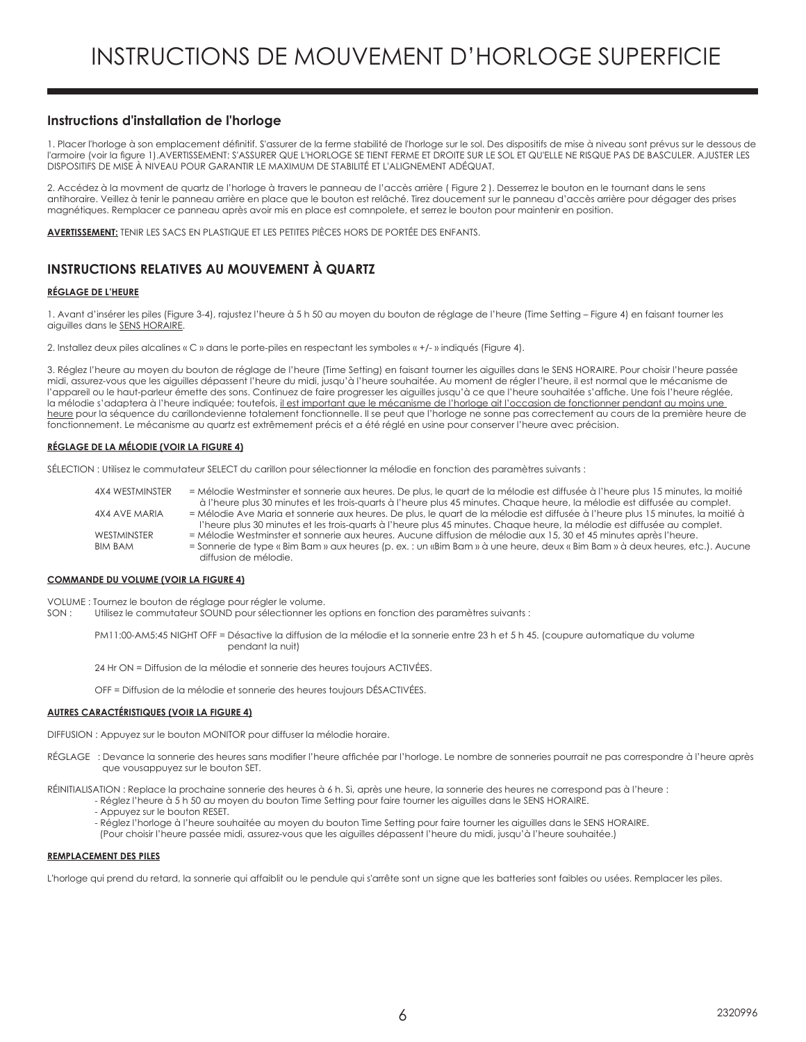# INSTRUCTIONS DE MOUVEMENT D'HORLOGE SUPERFICIE

## Instructions d'installation de l'horloge

1. Placer l'horloge à son emplacement définitif. S'assurer de la ferme stabilité de l'horloge sur le sol. Des dispositifs de mise à niveau sont prévus sur le dessous de l'armoire (voir la figure 1).AVERTISSEMENT: S'ASSURER QUE L'HORLOGE SE TIENT FERME ET DROITE SUR LE SOL ET QU'ELLE NE RISQUE PAS DE BASCULER. AJUSTER LES DISPOSITIFS DE MISE À NIVEAU POUR GARANTIR LE MAXIMUM DE STABILITÉ ET L'ALIGNEMENT ADÉQUAT.

2. Accédez à la movment de quartz de l'horloge à travers le panneau de l'accès arrière ( Figure 2 ). Desserrez le bouton en le tournant dans le sens antihoraire. Veillez à tenir le panneau arrière en place que le bouton est relâché. Tirez doucement sur le panneau d'accès arrière pour dégager des prises magnétiques. Remplacer ce panneau après avoir mis en place est comnpolete, et serrez le bouton pour maintenir en position.

<u>**AVERTISSEMENT:**</u> TENIR LES SACS EN PLASTIQUE ET LES PETITES PIÈCES HORS DE PORTÉE DES ENFANTS.

## INSTRUCTIONS RELATIVES AU MOUVEMENT À QUARTZ

### <u>RÉGLAGE DE L'HEURE</u>

1. Avant d'insérer les piles (Figure 3-4), rajustez l'heure à 5 h 50 au moyen du bouton de réglage de l'heure (Time Setting – Figure 4) en faisant tourner les aiguilles dans le <u>SENS HORAIRE</u>.

2. Installez deux piles alcalines « C » dans le porte-piles en respectant les symboles « +/- » indiqués (Figure 4).

3. Réglez l'heure au moyen du bouton de réglage de l'heure (Time Setting) en faisant tourner les aiguilles dans le SENS HORAIRE. Pour choisir l'heure passée midi, assurez-vous que les aiguilles dépassent l'heure du midi, jusqu'à l'heure souhaitée. Au moment de régler l'heure, il est normal que le mécanisme de l'appareil ou le haut-parleur émette des sons. Continuez de faire progresser les aiguilles jusqu'à ce que l'heure souhaitée s'affiche. Une fois l'heure réglée, la mélodie s'adaptera à l'heure indiquée; toutefois, <u>il est important que le mécanisme de l'horloge ait l'occasion de fonctionner pendant au moins une heure</u> pour la séquence du carillondevienne totalement fonctionnelle. Il se peut que l'horloge ne sonne pas correctement au cours de la première heure de fonctionnement. Le mécanisme au quartz est extrêmement précis et a été réglé en usine pour conserver l'heure avec précision.

### <u>RÉGLAGE DE LA MÉLODIE (VOIR LA FIGURE 4)</u>

SÉLECTION : Utilisez le commutateur SELECT du carillon pour sélectionner la mélodie en fonction des paramètres suivants :

| | |
|---|---|
| 4X4 WESTMINSTER | = Mélodie Westminster et sonnerie aux heures. De plus, le quart de la mélodie est diffusée à l'heure plus 15 minutes, la moitié à l'heure plus 30 minutes et les trois-quarts à l'heure plus 45 minutes. Chaque heure, la mélodie est diffusée au complet. |
| 4X4 AVE MARIA | = Mélodie Ave Maria et sonnerie aux heures. De plus, le quart de la mélodie est diffusée à l'heure plus 15 minutes, la moitié à l'heure plus 30 minutes et les trois-quarts à l'heure plus 45 minutes. Chaque heure, la mélodie est diffusée au complet. |
| WESTMINSTER | = Mélodie Westminster et sonnerie aux heures. Aucune diffusion de mélodie aux 15, 30 et 45 minutes après l'heure. |
| BIM BAM | = Sonnerie de type « Bim Bam » aux heures (p. ex. : un «Bim Bam » à une heure, deux « Bim Bam » à deux heures, etc.). Aucune diffusion de mélodie. |

### <u>COMMANDE DU VOLUME (VOIR LA FIGURE 4)</u>

VOLUME : Tournez le bouton de réglage pour régler le volume.
SON : Utilisez le commutateur SOUND pour sélectionner les options en fonction des paramètres suivants :

PM11:00-AM5:45 NIGHT OFF = Désactive la diffusion de la mélodie et la sonnerie entre 23 h et 5 h 45. (coupure automatique du volume pendant la nuit)

24 Hr ON = Diffusion de la mélodie et sonnerie des heures toujours ACTIVÉES.

OFF = Diffusion de la mélodie et sonnerie des heures toujours DÉSACTIVÉES.

### <u>AUTRES CARACTÉRISTIQUES (VOIR LA FIGURE 4)</u>

DIFFUSION : Appuyez sur le bouton MONITOR pour diffuser la mélodie horaire.

RÉGLAGE : Devance la sonnerie des heures sans modifier l'heure affichée par l'horloge. Le nombre de sonneries pourrait ne pas correspondre à l'heure après que vousappuyez sur le bouton SET.

RÉINITIALISATION : Replace la prochaine sonnerie des heures à 6 h. Si, après une heure, la sonnerie des heures ne correspond pas à l'heure :
- Réglez l'heure à 5 h 50 au moyen du bouton Time Setting pour faire tourner les aiguilles dans le SENS HORAIRE.
- Appuyez sur le bouton RESET.
- Réglez l'horloge à l'heure souhaitée au moyen du bouton Time Setting pour faire tourner les aiguilles dans le SENS HORAIRE. (Pour choisir l'heure passée midi, assurez-vous que les aiguilles dépassent l'heure du midi, jusqu'à l'heure souhaitée.)

### <u>REMPLACEMENT DES PILES</u>

L'horloge qui prend du retard, la sonnerie qui affaiblit ou le pendule qui s'arrête sont un signe que les batteries sont faibles ou usées. Remplacer les piles.

2320996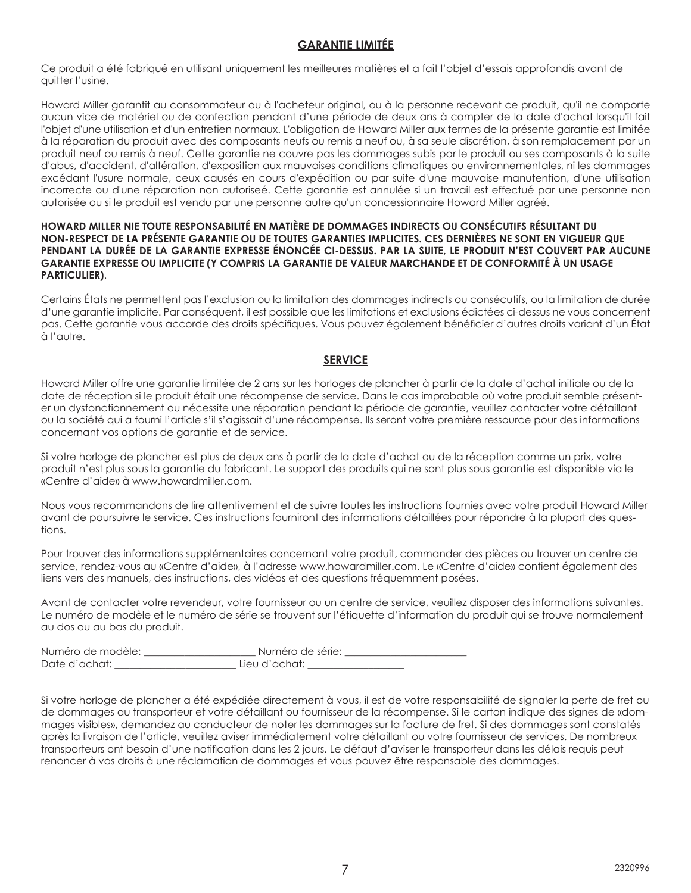## GARANTIE LIMITÉE

Ce produit a été fabriqué en utilisant uniquement les meilleures matières et a fait l'objet d'essais approfondis avant de quitter l'usine.

Howard Miller garantit au consommateur ou à l'acheteur original, ou à la personne recevant ce produit, qu'il ne comporte aucun vice de matériel ou de confection pendant d'une période de deux ans à compter de la date d'achat lorsqu'il fait l'objet d'une utilisation et d'un entretien normaux. L'obligation de Howard Miller aux termes de la présente garantie est limitée à la réparation du produit avec des composants neufs ou remis a neuf ou, à sa seule discrétion, à son remplacement par un produit neuf ou remis à neuf. Cette garantie ne couvre pas les dommages subis par le produit ou ses composants à la suite d'abus, d'accident, d'altération, d'exposition aux mauvaises conditions climatiques ou environnementales, ni les dommages excédant l'usure normale, ceux causés en cours d'expédition ou par suite d'une mauvaise manutention, d'une utilisation incorrecte ou d'une réparation non autoriseé. Cette garantie est annulée si un travail est effectué par une personne non autorisée ou si le produit est vendu par une personne autre qu'un concessionnaire Howard Miller agréé.

**HOWARD MILLER NIE TOUTE RESPONSABILITÉ EN MATIÈRE DE DOMMAGES INDIRECTS OU CONSÉCUTIFS RÉSULTANT DU NON-RESPECT DE LA PRÉSENTE GARANTIE OU DE TOUTES GARANTIES IMPLICITES. CES DERNIÈRES NE SONT EN VIGUEUR QUE PENDANT LA DURÉE DE LA GARANTIE EXPRESSE ÉNONCÉE CI-DESSUS. PAR LA SUITE, LE PRODUIT N'EST COUVERT PAR AUCUNE GARANTIE EXPRESSE OU IMPLICITE (Y COMPRIS LA GARANTIE DE VALEUR MARCHANDE ET DE CONFORMITÉ À UN USAGE PARTICULIER)**.

Certains États ne permettent pas l'exclusion ou la limitation des dommages indirects ou consécutifs, ou la limitation de durée d'une garantie implicite. Par conséquent, il est possible que les limitations et exclusions édictées ci-dessus ne vous concernent pas. Cette garantie vous accorde des droits spécifiques. Vous pouvez également bénéficier d'autres droits variant d'un État à l'autre.

## SERVICE

Howard Miller offre une garantie limitée de 2 ans sur les horloges de plancher à partir de la date d'achat initiale ou de la date de réception si le produit était une récompense de service. Dans le cas improbable où votre produit semble présenter un dysfonctionnement ou nécessite une réparation pendant la période de garantie, veuillez contacter votre détaillant ou la société qui a fourni l'article s'il s'agissait d'une récompense. Ils seront votre première ressource pour des informations concernant vos options de garantie et de service.

Si votre horloge de plancher est plus de deux ans à partir de la date d'achat ou de la réception comme un prix, votre produit n'est plus sous la garantie du fabricant. Le support des produits qui ne sont plus sous garantie est disponible via le «Centre d'aide» à www.howardmiller.com.

Nous vous recommandons de lire attentivement et de suivre toutes les instructions fournies avec votre produit Howard Miller avant de poursuivre le service. Ces instructions fourniront des informations détaillées pour répondre à la plupart des questions.

Pour trouver des informations supplémentaires concernant votre produit, commander des pièces ou trouver un centre de service, rendez-vous au «Centre d'aide», à l'adresse www.howardmiller.com. Le «Centre d'aide» contient également des liens vers des manuels, des instructions, des vidéos et des questions fréquemment posées.

Avant de contacter votre revendeur, votre fournisseur ou un centre de service, veuillez disposer des informations suivantes. Le numéro de modèle et le numéro de série se trouvent sur l'étiquette d'information du produit qui se trouve normalement au dos ou au bas du produit.

Numéro de modèle: ____________________ Numéro de série: ______________________
Date d'achat: ______________________ Lieu d'achat: _________________

Si votre horloge de plancher a été expédiée directement à vous, il est de votre responsabilité de signaler la perte de fret ou de dommages au transporteur et votre détaillant ou fournisseur de la récompense. Si le carton indique des signes de «dommages visibles», demandez au conducteur de noter les dommages sur la facture de fret. Si des dommages sont constatés après la livraison de l'article, veuillez aviser immédiatement votre détaillant ou votre fournisseur de services. De nombreux transporteurs ont besoin d'une notification dans les 2 jours. Le défaut d'aviser le transporteur dans les délais requis peut renoncer à vos droits à une réclamation de dommages et vous pouvez être responsable des dommages.

2320996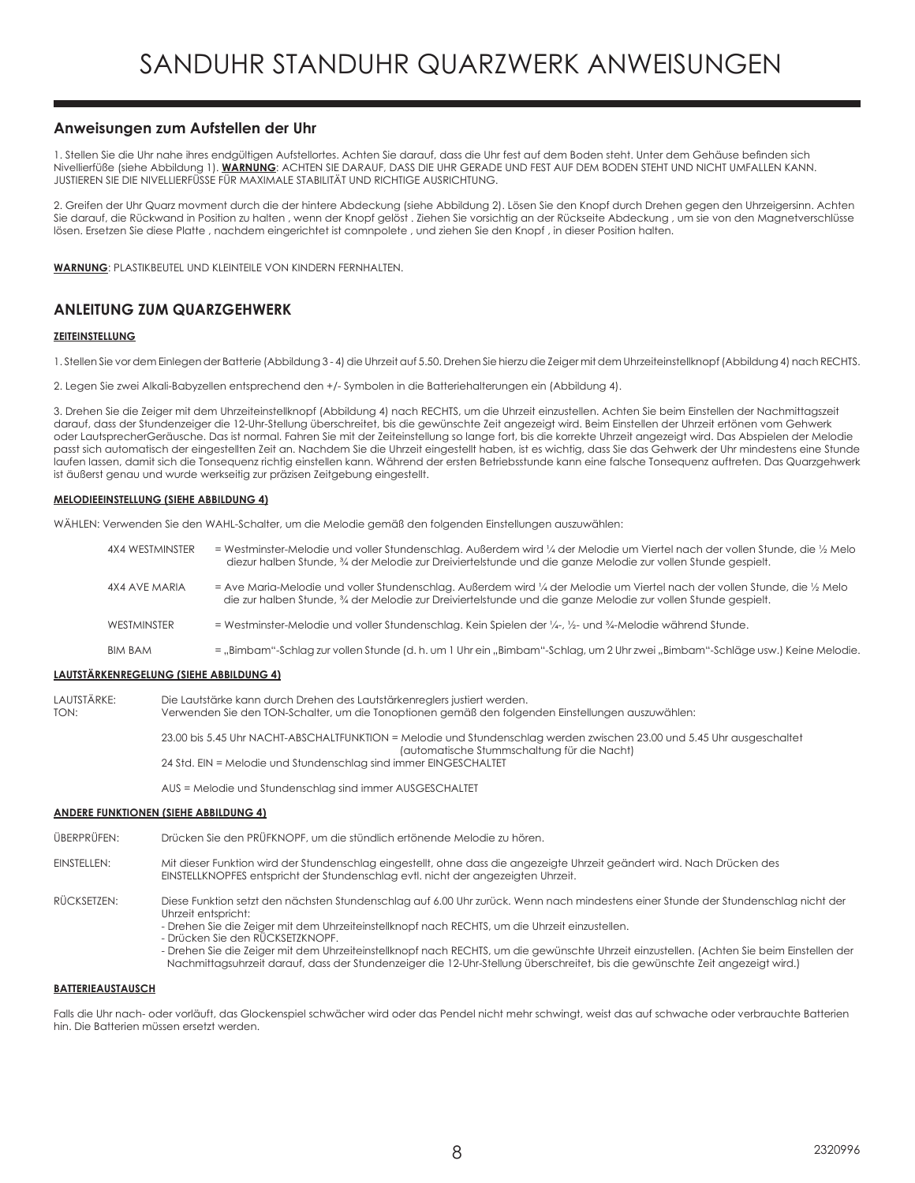# SANDUHR STANDUHR QUARZWERK ANWEISUNGEN

## Anweisungen zum Aufstellen der Uhr

1. Stellen Sie die Uhr nahe ihres endgültigen Aufstellortes. Achten Sie darauf, dass die Uhr fest auf dem Boden steht. Unter dem Gehäuse befinden sich Nivellierfüße (siehe Abbildung 1). **WARNUNG**: ACHTEN SIE DARAUF, DASS DIE UHR GERADE UND FEST AUF DEM BODEN STEHT UND NICHT UMFALLEN KANN. JUSTIEREN SIE DIE NIVELLIERFÜSSE FÜR MAXIMALE STABILITÄT UND RICHTIGE AUSRICHTUNG.

2. Greifen der Uhr Quarz movment durch die der hintere Abdeckung (siehe Abbildung 2). Lösen Sie den Knopf durch Drehen gegen den Uhrzeigersinn. Achten Sie darauf, die Rückwand in Position zu halten , wenn der Knopf gelöst . Ziehen Sie vorsichtig an der Rückseite Abdeckung , um sie von den Magnetverschlüsse lösen. Ersetzen Sie diese Platte , nachdem eingerichtet ist comnpolete , und ziehen Sie den Knopf , in dieser Position halten.

**WARNUNG**: PLASTIKBEUTEL UND KLEINTEILE VON KINDERN FERNHALTEN.

## ANLEITUNG ZUM QUARZGEHWERK

### ZEITEINSTELLUNG

1. Stellen Sie vor dem Einlegen der Batterie (Abbildung 3 - 4) die Uhrzeit auf 5.50. Drehen Sie hierzu die Zeiger mit dem Uhrzeiteinstellknopf (Abbildung 4) nach RECHTS.

2. Legen Sie zwei Alkali-Babyzellen entsprechend den +/- Symbolen in die Batteriehalterungen ein (Abbildung 4).

3. Drehen Sie die Zeiger mit dem Uhrzeiteinstellknopf (Abbildung 4) nach RECHTS, um die Uhrzeit einzustellen. Achten Sie beim Einstellen der Nachmittagszeit darauf, dass der Stundenzeiger die 12-Uhr-Stellung überschreitet, bis die gewünschte Zeit angezeigt wird. Beim Einstellen der Uhrzeit ertönen vom Gehwerk oder LautsprecherGeräusche. Das ist normal. Fahren Sie mit der Zeiteinstellung so lange fort, bis die korrekte Uhrzeit angezeigt wird. Das Abspielen der Melodie passt sich automatisch der eingestellten Zeit an. Nachdem Sie die Uhrzeit eingestellt haben, ist es wichtig, dass Sie das Gehwerk der Uhr mindestens eine Stunde laufen lassen, damit sich die Tonsequenz richtig einstellen kann. Während der ersten Betriebsstunde kann eine falsche Tonsequenz auftreten. Das Quarzgehwerk ist äußerst genau und wurde werkseitig zur präzisen Zeitgebung eingestellt.

### MELODIEEINSTELLUNG (SIEHE ABBILDUNG 4)

WÄHLEN: Verwenden Sie den WAHL-Schalter, um die Melodie gemäß den folgenden Einstellungen auszuwählen:

- 4X4 WESTMINSTER = Westminster-Melodie und voller Stundenschlag. Außerdem wird ¼ der Melodie um Viertel nach der vollen Stunde, die ½ Melo diezur halben Stunde, ¾ der Melodie zur Dreiviertelstunde und die ganze Melodie zur vollen Stunde gespielt.
- 4X4 AVE MARIA = Ave Maria-Melodie und voller Stundenschlag. Außerdem wird ¼ der Melodie um Viertel nach der vollen Stunde, die ½ Melo die zur halben Stunde, ¾ der Melodie zur Dreiviertelstunde und die ganze Melodie zur vollen Stunde gespielt.
- WESTMINSTER = Westminster-Melodie und voller Stundenschlag. Kein Spielen der ¼-, ½- und ¾-Melodie während Stunde.
- BIM BAM = „Bimbam“-Schlag zur vollen Stunde (d. h. um 1 Uhr ein „Bimbam“-Schlag, um 2 Uhr zwei „Bimbam“-Schläge usw.) Keine Melodie.

### LAUTSTÄRKENREGELUNG (SIEHE ABBILDUNG 4)

LAUTSTÄRKE: Die Lautstärke kann durch Drehen des Lautstärkenreglers justiert werden.

TON: Verwenden Sie den TON-Schalter, um die Tonoptionen gemäß den folgenden Einstellungen auszuwählen:

- 23.00 bis 5.45 Uhr NACHT-ABSCHALTFUNKTION = Melodie und Stundenschlag werden zwischen 23.00 und 5.45 Uhr ausgeschaltet (automatische Stummschaltung für die Nacht)
- 24 Std. EIN = Melodie und Stundenschlag sind immer EINGESCHALTET
- AUS = Melodie und Stundenschlag sind immer AUSGESCHALTET

### ANDERE FUNKTIONEN (SIEHE ABBILDUNG 4)

ÜBERPRÜFEN: Drücken Sie den PRÜFKNOPF, um die stündlich ertönende Melodie zu hören.

EINSTELLEN: Mit dieser Funktion wird der Stundenschlag eingestellt, ohne dass die angezeigte Uhrzeit geändert wird. Nach Drücken des EINSTELLKNOPFES entspricht der Stundenschlag evtl. nicht der angezeigten Uhrzeit.

RÜCKSETZEN: Diese Funktion setzt den nächsten Stundenschlag auf 6.00 Uhr zurück. Wenn nach mindestens einer Stunde der Stundenschlag nicht der Uhrzeit entspricht:

- Drehen Sie die Zeiger mit dem Uhrzeiteinstellknopf nach RECHTS, um die Uhrzeit einzustellen.
- Drücken Sie den RÜCKSETZKNOPF.
- Drehen Sie die Zeiger mit dem Uhrzeiteinstellknopf nach RECHTS, um die gewünschte Uhrzeit einzustellen. (Achten Sie beim Einstellen der Nachmittagsuhrzeit darauf, dass der Stundenzeiger die 12-Uhr-Stellung überschreitet, bis die gewünschte Zeit angezeigt wird.)

### BATTERIEAUSTAUSCH

Falls die Uhr nach- oder vorläuft, das Glockenspiel schwächer wird oder das Pendel nicht mehr schwingt, weist das auf schwache oder verbrauchte Batterien hin. Die Batterien müssen ersetzt werden.

2320996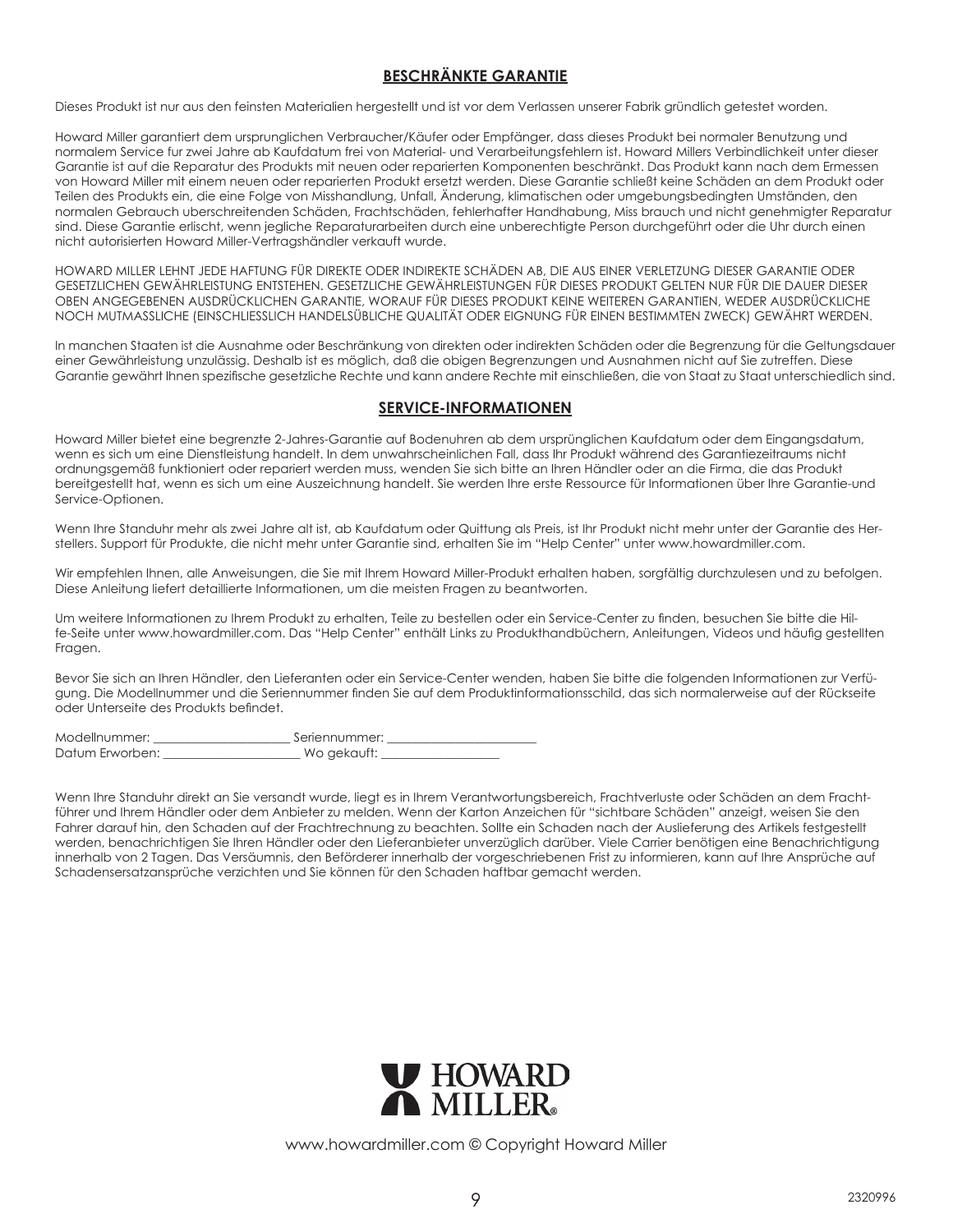## BESCHRÄNKTE GARANTIE

Dieses Produkt ist nur aus den feinsten Materialien hergestellt und ist vor dem Verlassen unserer Fabrik gründlich getestet worden.

Howard Miller garantiert dem ursprunglichen Verbraucher/Käufer oder Empfänger, dass dieses Produkt bei normaler Benutzung und normalem Service fur zwei Jahre ab Kaufdatum frei von Material- und Verarbeitungsfehlern ist. Howard Millers Verbindlichkeit unter dieser Garantie ist auf die Reparatur des Produkts mit neuen oder reparierten Komponenten beschränkt. Das Produkt kann nach dem Ermessen von Howard Miller mit einem neuen oder reparierten Produkt ersetzt werden. Diese Garantie schließt keine Schäden an dem Produkt oder Teilen des Produkts ein, die eine Folge von Misshandlung, Unfall, Änderung, klimatischen oder umgebungsbedingten Umständen, den normalen Gebrauch uberschreitenden Schäden, Frachtschäden, fehlerhafter Handhabung, Miss brauch und nicht genehmigter Reparatur sind. Diese Garantie erlischt, wenn jegliche Reparaturarbeiten durch eine unberechtigte Person durchgeführt oder die Uhr durch einen nicht autorisierten Howard Miller-Vertragshändler verkauft wurde.

HOWARD MILLER LEHNT JEDE HAFTUNG FÜR DIREKTE ODER INDIREKTE SCHÄDEN AB, DIE AUS EINER VERLETZUNG DIESER GARANTIE ODER GESETZLICHEN GEWÄHRLEISTUNG ENTSTEHEN. GESETZLICHE GEWÄHRLEISTUNGEN FÜR DIESES PRODUKT GELTEN NUR FÜR DIE DAUER DIESER OBEN ANGEGEBENEN AUSDRÜCKLICHEN GARANTIE, WORAUF FÜR DIESES PRODUKT KEINE WEITEREN GARANTIEN, WEDER AUSDRÜCKLICHE NOCH MUTMASSLICHE (EINSCHLIESSLICH HANDELSÜBLICHE QUALITÄT ODER EIGNUNG FÜR EINEN BESTIMMTEN ZWECK) GEWÄHRT WERDEN.

In manchen Staaten ist die Ausnahme oder Beschränkung von direkten oder indirekten Schäden oder die Begrenzung für die Geltungsdauer einer Gewährleistung unzulässig. Deshalb ist es möglich, daß die obigen Begrenzungen und Ausnahmen nicht auf Sie zutreffen. Diese Garantie gewährt Ihnen spezifische gesetzliche Rechte und kann andere Rechte mit einschließen, die von Staat zu Staat unterschiedlich sind.

## SERVICE-INFORMATIONEN

Howard Miller bietet eine begrenzte 2-Jahres-Garantie auf Bodenuhren ab dem ursprünglichen Kaufdatum oder dem Eingangsdatum, wenn es sich um eine Dienstleistung handelt. In dem unwahrscheinlichen Fall, dass Ihr Produkt während des Garantiezeitraums nicht ordnungsgemäß funktioniert oder repariert werden muss, wenden Sie sich bitte an Ihren Händler oder an die Firma, die das Produkt bereitgestellt hat, wenn es sich um eine Auszeichnung handelt. Sie werden Ihre erste Ressource für Informationen über Ihre Garantie-und Service-Optionen.

Wenn Ihre Standuhr mehr als zwei Jahre alt ist, ab Kaufdatum oder Quittung als Preis, ist Ihr Produkt nicht mehr unter der Garantie des Herstellers. Support für Produkte, die nicht mehr unter Garantie sind, erhalten Sie im "Help Center" unter www.howardmiller.com.

Wir empfehlen Ihnen, alle Anweisungen, die Sie mit Ihrem Howard Miller-Produkt erhalten haben, sorgfältig durchzulesen und zu befolgen. Diese Anleitung liefert detaillierte Informationen, um die meisten Fragen zu beantworten.

Um weitere Informationen zu Ihrem Produkt zu erhalten, Teile zu bestellen oder ein Service-Center zu finden, besuchen Sie bitte die Hilfe-Seite unter www.howardmiller.com. Das "Help Center" enthält Links zu Produkthandbüchern, Anleitungen, Videos und häufig gestellten Fragen.

Bevor Sie sich an Ihren Händler, den Lieferanten oder ein Service-Center wenden, haben Sie bitte die folgenden Informationen zur Verfügung. Die Modellnummer und die Seriennummer finden Sie auf dem Produktinformationsschild, das sich normalerweise auf der Rückseite oder Unterseite des Produkts befindet.

Modellnummer: ______________________ Seriennummer: ________________________
Datum Erworben: ______________________ Wo gekauft: ___________________

Wenn Ihre Standuhr direkt an Sie versandt wurde, liegt es in Ihrem Verantwortungsbereich, Frachtverluste oder Schäden an dem Frachtführer und Ihrem Händler oder dem Anbieter zu melden. Wenn der Karton Anzeichen für "sichtbare Schäden" anzeigt, weisen Sie den Fahrer darauf hin, den Schaden auf der Frachtrechnung zu beachten. Sollte ein Schaden nach der Auslieferung des Artikels festgestellt werden, benachrichtigen Sie Ihren Händler oder den Lieferanbieter unverzüglich darüber. Viele Carrier benötigen eine Benachrichtigung innerhalb von 2 Tagen. Das Versäumnis, den Beförderer innerhalb der vorgeschriebenen Frist zu informieren, kann auf Ihre Ansprüche auf Schadensersatzansprüche verzichten und Sie können für den Schaden haftbar gemacht werden.

HOWARD MILLER®

www.howardmiller.com © Copyright Howard Miller

2320996